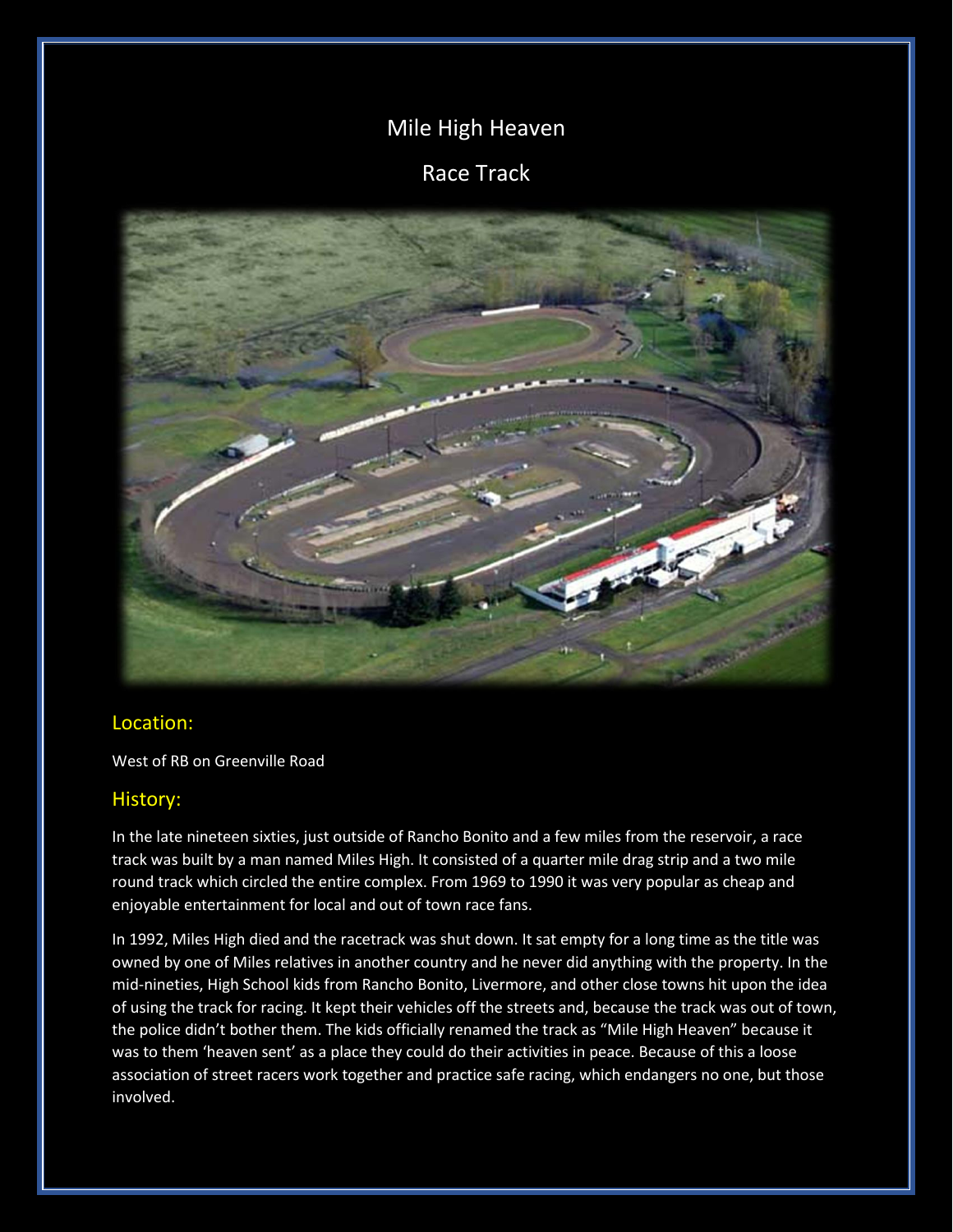# Mile High Heaven

# Race Track

## Location:

West of RB on Greenville Road

## History:

In the late nineteen sixties, just outside of Rancho Bonito and a few miles from the reservoir, a race track was built by a man named Miles High. It consisted of a quarter mile drag strip and a two mile round track which circled the entire complex. From 1969 to 1990 it was very popular as cheap and enjoyable entertainment for local and out of town race fans.

In 1992, Miles High died and the racetrack was shut down. It sat empty for a long time as the title was owned by one of Miles relatives in another country and he never did anything with the property. In the mid-nineties, High School kids from Rancho Bonito, Livermore, and other close towns hit upon the idea of using the track for racing. It kept their vehicles off the streets and, because the track was out of town, the police didn't bother them. The kids officially renamed the track as "Mile High Heaven" because it was to them 'heaven sent' as a place they could do their activities in peace. Because of this a loose association of street racers work together and practice safe racing, which endangers no one, but those involved.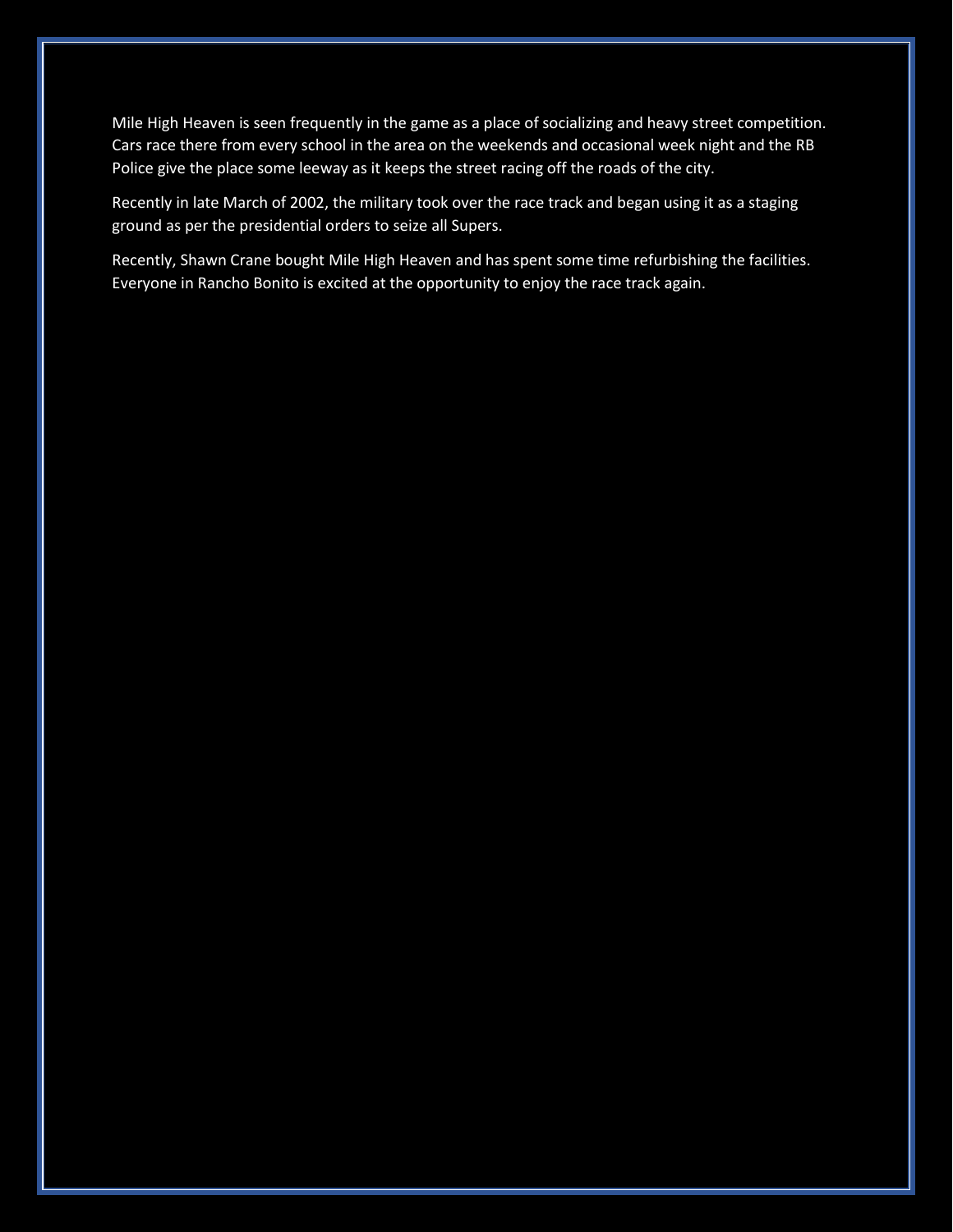Mile High Heaven is seen frequently in the game as a place of socializing and heavy street competition. Cars race there from every school in the area on the weekends and occasional week night and the RB Police give the place some leeway as it keeps the street racing off the roads of the city.

Recently in late March of 2002, the military took over the race track and began using it as a staging ground as per the presidential orders to seize all Supers.

Recently, Shawn Crane bought Mile High Heaven and has spent some time refurbishing the facilities. Everyone in Rancho Bonito is excited at the opportunity to enjoy the race track again.